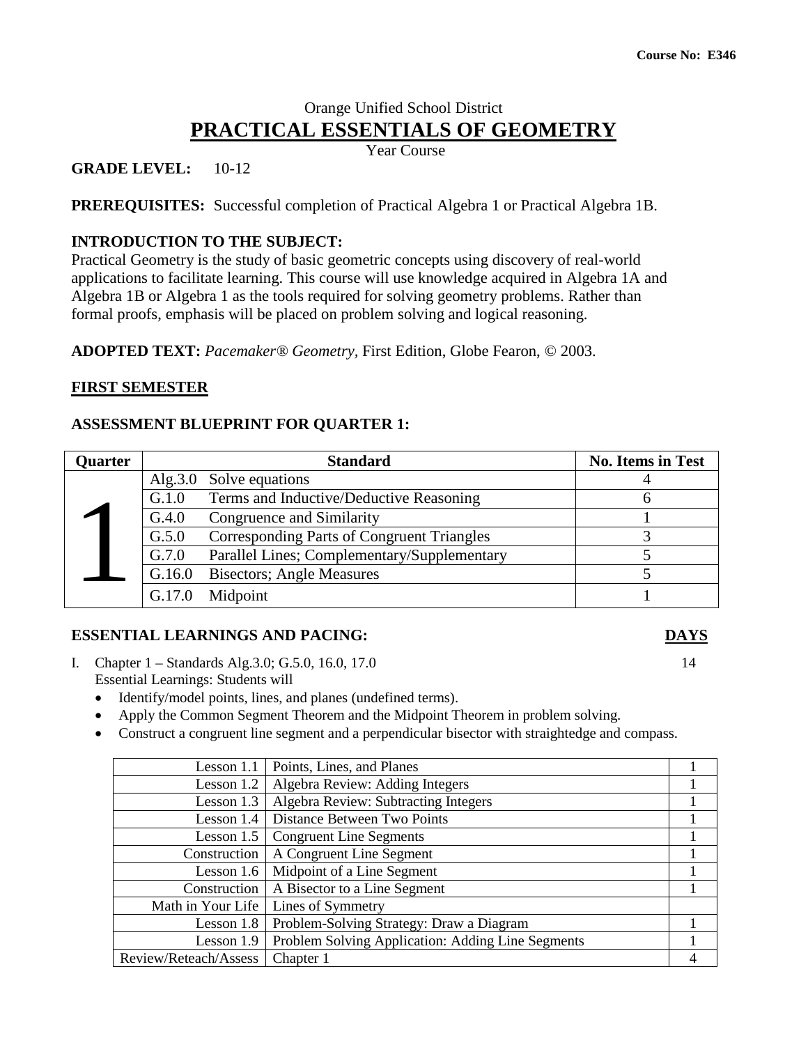**Course No: E346**

Orange Unified School District

# PRACTICAL ESSENTIALS OF GEOMETRY

Year Course

**GRADE LEVEL:** 10-12

**PREREQUISITES:** Successful completion of Practical Algebra 1 or Practical Algebra 1B.

**INTRODUCTION TO THE SUBJECT:**
Practical Geometry is the study of basic geometric concepts using discovery of real-world applications to facilitate learning. This course will use knowledge acquired in Algebra 1A and Algebra 1B or Algebra 1 as the tools required for solving geometry problems. Rather than formal proofs, emphasis will be placed on problem solving and logical reasoning.

**ADOPTED TEXT:** *Pacemaker® Geometry*, First Edition, Globe Fearon, © 2003.

## FIRST SEMESTER

### ASSESSMENT BLUEPRINT FOR QUARTER 1:

| Quarter | Standard | No. Items in Test |
|---|---|---|
| 1 | Alg.3.0 Solve equations | 4 |
| | G.1.0 Terms and Inductive/Deductive Reasoning | 6 |
| | G.4.0 Congruence and Similarity | 1 |
| | G.5.0 Corresponding Parts of Congruent Triangles | 3 |
| | G.7.0 Parallel Lines; Complementary/Supplementary | 5 |
| | G.16.0 Bisectors; Angle Measures | 5 |
| | G.17.0 Midpoint | 1 |

### ESSENTIAL LEARNINGS AND PACING: DAYS

I. Chapter 1 – Standards Alg.3.0; G.5.0, 16.0, 17.0 — 14

Essential Learnings: Students will

- Identify/model points, lines, and planes (undefined terms).
- Apply the Common Segment Theorem and the Midpoint Theorem in problem solving.
- Construct a congruent line segment and a perpendicular bisector with straightedge and compass.

| | | |
|---|---|---|
| Lesson 1.1 | Points, Lines, and Planes | 1 |
| Lesson 1.2 | Algebra Review: Adding Integers | 1 |
| Lesson 1.3 | Algebra Review: Subtracting Integers | 1 |
| Lesson 1.4 | Distance Between Two Points | 1 |
| Lesson 1.5 | Congruent Line Segments | 1 |
| Construction | A Congruent Line Segment | 1 |
| Lesson 1.6 | Midpoint of a Line Segment | 1 |
| Construction | A Bisector to a Line Segment | 1 |
| Math in Your Life | Lines of Symmetry | |
| Lesson 1.8 | Problem-Solving Strategy: Draw a Diagram | 1 |
| Lesson 1.9 | Problem Solving Application: Adding Line Segments | 1 |
| Review/Reteach/Assess | Chapter 1 | 4 |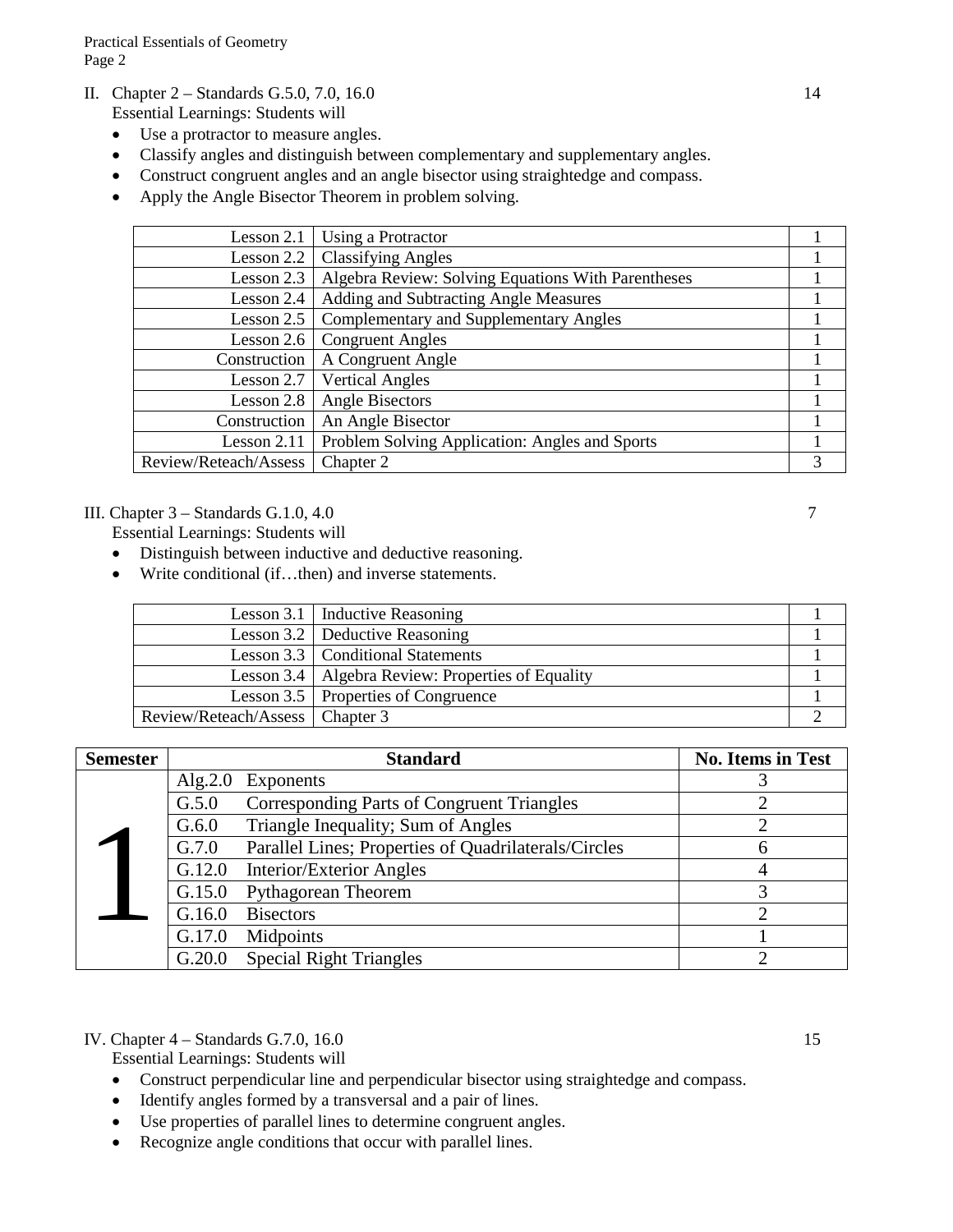II. Chapter 2 – Standards G.5.0, 7.0, 16.0 — 14

Essential Learnings: Students will

- Use a protractor to measure angles.
- Classify angles and distinguish between complementary and supplementary angles.
- Construct congruent angles and an angle bisector using straightedge and compass.
- Apply the Angle Bisector Theorem in problem solving.

| | | |
|---|---|---|
| Lesson 2.1 | Using a Protractor | 1 |
| Lesson 2.2 | Classifying Angles | 1 |
| Lesson 2.3 | Algebra Review: Solving Equations With Parentheses | 1 |
| Lesson 2.4 | Adding and Subtracting Angle Measures | 1 |
| Lesson 2.5 | Complementary and Supplementary Angles | 1 |
| Lesson 2.6 | Congruent Angles | 1 |
| Construction | A Congruent Angle | 1 |
| Lesson 2.7 | Vertical Angles | 1 |
| Lesson 2.8 | Angle Bisectors | 1 |
| Construction | An Angle Bisector | 1 |
| Lesson 2.11 | Problem Solving Application: Angles and Sports | 1 |
| Review/Reteach/Assess | Chapter 2 | 3 |

III. Chapter 3 – Standards G.1.0, 4.0 — 7

Essential Learnings: Students will

- Distinguish between inductive and deductive reasoning.
- Write conditional (if…then) and inverse statements.

| | | |
|---|---|---|
| Lesson 3.1 | Inductive Reasoning | 1 |
| Lesson 3.2 | Deductive Reasoning | 1 |
| Lesson 3.3 | Conditional Statements | 1 |
| Lesson 3.4 | Algebra Review: Properties of Equality | 1 |
| Lesson 3.5 | Properties of Congruence | 1 |
| Review/Reteach/Assess | Chapter 3 | 2 |

| Semester | Standard | | No. Items in Test |
|---|---|---|---|
| 1 | Alg.2.0 | Exponents | 3 |
| | G.5.0 | Corresponding Parts of Congruent Triangles | 2 |
| | G.6.0 | Triangle Inequality; Sum of Angles | 2 |
| | G.7.0 | Parallel Lines; Properties of Quadrilaterals/Circles | 6 |
| | G.12.0 | Interior/Exterior Angles | 4 |
| | G.15.0 | Pythagorean Theorem | 3 |
| | G.16.0 | Bisectors | 2 |
| | G.17.0 | Midpoints | 1 |
| | G.20.0 | Special Right Triangles | 2 |

IV. Chapter 4 – Standards G.7.0, 16.0 — 15

Essential Learnings: Students will

- Construct perpendicular line and perpendicular bisector using straightedge and compass.
- Identify angles formed by a transversal and a pair of lines.
- Use properties of parallel lines to determine congruent angles.
- Recognize angle conditions that occur with parallel lines.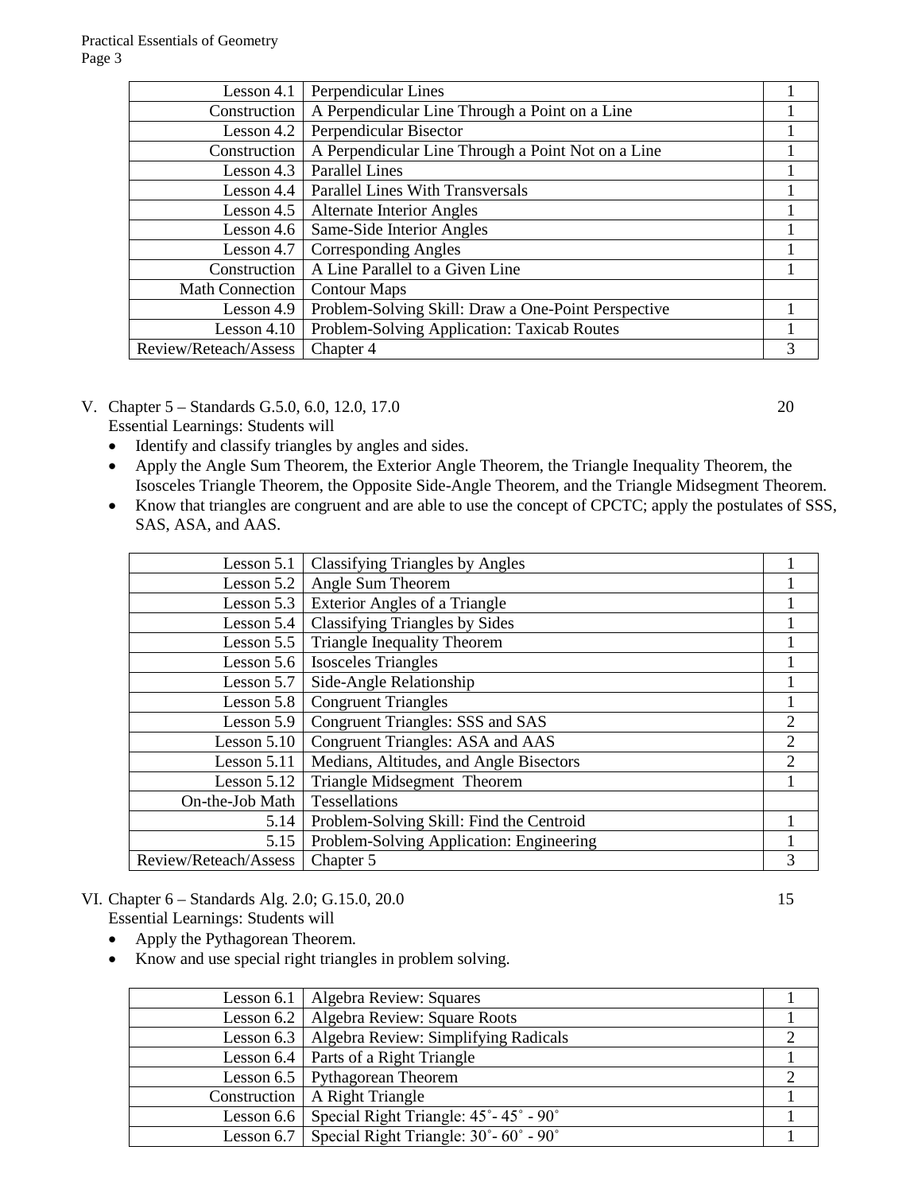| Lesson 4.1 | Perpendicular Lines | 1 |
|---:|---|---|
| Construction | A Perpendicular Line Through a Point on a Line | 1 |
| Lesson 4.2 | Perpendicular Bisector | 1 |
| Construction | A Perpendicular Line Through a Point Not on a Line | 1 |
| Lesson 4.3 | Parallel Lines | 1 |
| Lesson 4.4 | Parallel Lines With Transversals | 1 |
| Lesson 4.5 | Alternate Interior Angles | 1 |
| Lesson 4.6 | Same-Side Interior Angles | 1 |
| Lesson 4.7 | Corresponding Angles | 1 |
| Construction | A Line Parallel to a Given Line | 1 |
| Math Connection | Contour Maps | |
| Lesson 4.9 | Problem-Solving Skill: Draw a One-Point Perspective | 1 |
| Lesson 4.10 | Problem-Solving Application: Taxicab Routes | 1 |
| Review/Reteach/Assess | Chapter 4 | 3 |

V. Chapter 5 – Standards G.5.0, 6.0, 12.0, 17.0 — 20

Essential Learnings: Students will

- Identify and classify triangles by angles and sides.
- Apply the Angle Sum Theorem, the Exterior Angle Theorem, the Triangle Inequality Theorem, the Isosceles Triangle Theorem, the Opposite Side-Angle Theorem, and the Triangle Midsegment Theorem.
- Know that triangles are congruent and are able to use the concept of CPCTC; apply the postulates of SSS, SAS, ASA, and AAS.

| Lesson 5.1 | Classifying Triangles by Angles | 1 |
|---:|---|---|
| Lesson 5.2 | Angle Sum Theorem | 1 |
| Lesson 5.3 | Exterior Angles of a Triangle | 1 |
| Lesson 5.4 | Classifying Triangles by Sides | 1 |
| Lesson 5.5 | Triangle Inequality Theorem | 1 |
| Lesson 5.6 | Isosceles Triangles | 1 |
| Lesson 5.7 | Side-Angle Relationship | 1 |
| Lesson 5.8 | Congruent Triangles | 1 |
| Lesson 5.9 | Congruent Triangles: SSS and SAS | 2 |
| Lesson 5.10 | Congruent Triangles: ASA and AAS | 2 |
| Lesson 5.11 | Medians, Altitudes, and Angle Bisectors | 2 |
| Lesson 5.12 | Triangle Midsegment Theorem | 1 |
| On-the-Job Math | Tessellations | |
| 5.14 | Problem-Solving Skill: Find the Centroid | 1 |
| 5.15 | Problem-Solving Application: Engineering | 1 |
| Review/Reteach/Assess | Chapter 5 | 3 |

VI. Chapter 6 – Standards Alg. 2.0; G.15.0, 20.0 — 15

Essential Learnings: Students will

- Apply the Pythagorean Theorem.
- Know and use special right triangles in problem solving.

| Lesson 6.1 | Algebra Review: Squares | 1 |
|---:|---|---|
| Lesson 6.2 | Algebra Review: Square Roots | 1 |
| Lesson 6.3 | Algebra Review: Simplifying Radicals | 2 |
| Lesson 6.4 | Parts of a Right Triangle | 1 |
| Lesson 6.5 | Pythagorean Theorem | 2 |
| Construction | A Right Triangle | 1 |
| Lesson 6.6 | Special Right Triangle: 45˚- 45˚ - 90˚ | 1 |
| Lesson 6.7 | Special Right Triangle: 30˚- 60˚ - 90˚ | 1 |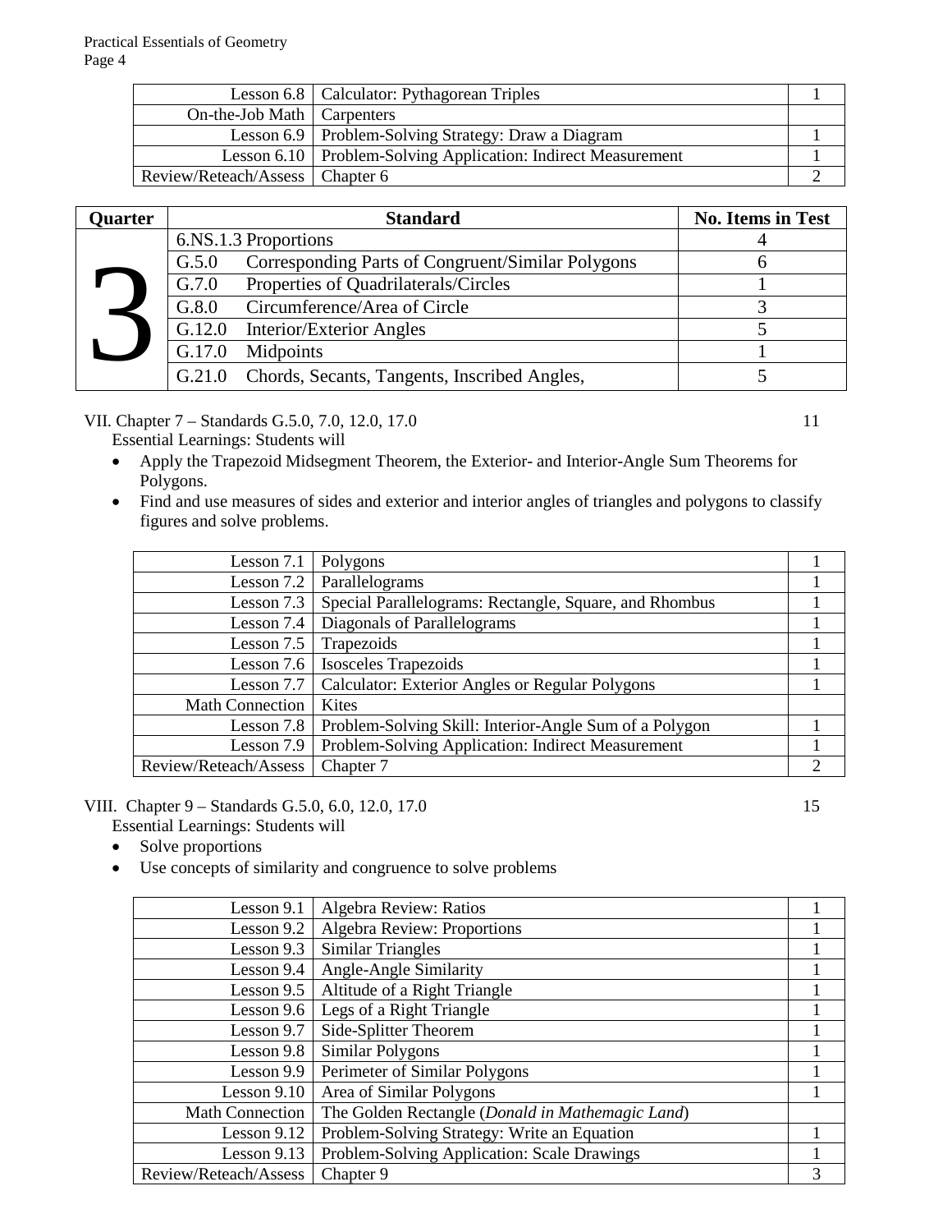| | | |
|---|---|---|
| Lesson 6.8 | Calculator: Pythagorean Triples | 1 |
| On-the-Job Math | Carpenters | |
| Lesson 6.9 | Problem-Solving Strategy: Draw a Diagram | 1 |
| Lesson 6.10 | Problem-Solving Application: Indirect Measurement | 1 |
| Review/Reteach/Assess | Chapter 6 | 2 |

| Quarter | Standard | No. Items in Test |
|---|---|---|
| 3 | 6.NS.1.3 Proportions | 4 |
| | G.5.0 Corresponding Parts of Congruent/Similar Polygons | 6 |
| | G.7.0 Properties of Quadrilaterals/Circles | 1 |
| | G.8.0 Circumference/Area of Circle | 3 |
| | G.12.0 Interior/Exterior Angles | 5 |
| | G.17.0 Midpoints | 1 |
| | G.21.0 Chords, Secants, Tangents, Inscribed Angles, | 5 |

VII. Chapter 7 – Standards G.5.0, 7.0, 12.0, 17.0 — 11

Essential Learnings: Students will

- Apply the Trapezoid Midsegment Theorem, the Exterior- and Interior-Angle Sum Theorems for Polygons.
- Find and use measures of sides and exterior and interior angles of triangles and polygons to classify figures and solve problems.

| | | |
|---|---|---|
| Lesson 7.1 | Polygons | 1 |
| Lesson 7.2 | Parallelograms | 1 |
| Lesson 7.3 | Special Parallelograms: Rectangle, Square, and Rhombus | 1 |
| Lesson 7.4 | Diagonals of Parallelograms | 1 |
| Lesson 7.5 | Trapezoids | 1 |
| Lesson 7.6 | Isosceles Trapezoids | 1 |
| Lesson 7.7 | Calculator: Exterior Angles or Regular Polygons | 1 |
| Math Connection | Kites | |
| Lesson 7.8 | Problem-Solving Skill: Interior-Angle Sum of a Polygon | 1 |
| Lesson 7.9 | Problem-Solving Application: Indirect Measurement | 1 |
| Review/Reteach/Assess | Chapter 7 | 2 |

VIII. Chapter 9 – Standards G.5.0, 6.0, 12.0, 17.0 — 15

Essential Learnings: Students will

- Solve proportions
- Use concepts of similarity and congruence to solve problems

| | | |
|---|---|---|
| Lesson 9.1 | Algebra Review: Ratios | 1 |
| Lesson 9.2 | Algebra Review: Proportions | 1 |
| Lesson 9.3 | Similar Triangles | 1 |
| Lesson 9.4 | Angle-Angle Similarity | 1 |
| Lesson 9.5 | Altitude of a Right Triangle | 1 |
| Lesson 9.6 | Legs of a Right Triangle | 1 |
| Lesson 9.7 | Side-Splitter Theorem | 1 |
| Lesson 9.8 | Similar Polygons | 1 |
| Lesson 9.9 | Perimeter of Similar Polygons | 1 |
| Lesson 9.10 | Area of Similar Polygons | 1 |
| Math Connection | The Golden Rectangle (*Donald in Mathemagic Land*) | |
| Lesson 9.12 | Problem-Solving Strategy: Write an Equation | 1 |
| Lesson 9.13 | Problem-Solving Application: Scale Drawings | 1 |
| Review/Reteach/Assess | Chapter 9 | 3 |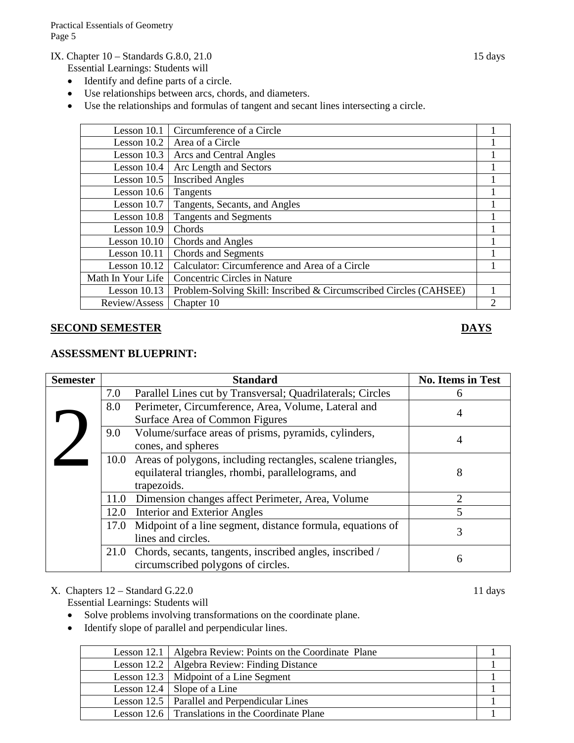IX. Chapter 10 – Standards G.8.0, 21.0 15 days

Essential Learnings: Students will

- Identify and define parts of a circle.
- Use relationships between arcs, chords, and diameters.
- Use the relationships and formulas of tangent and secant lines intersecting a circle.

| | | |
|---|---|---|
| Lesson 10.1 | Circumference of a Circle | 1 |
| Lesson 10.2 | Area of a Circle | 1 |
| Lesson 10.3 | Arcs and Central Angles | 1 |
| Lesson 10.4 | Arc Length and Sectors | 1 |
| Lesson 10.5 | Inscribed Angles | 1 |
| Lesson 10.6 | Tangents | 1 |
| Lesson 10.7 | Tangents, Secants, and Angles | 1 |
| Lesson 10.8 | Tangents and Segments | 1 |
| Lesson 10.9 | Chords | 1 |
| Lesson 10.10 | Chords and Angles | 1 |
| Lesson 10.11 | Chords and Segments | 1 |
| Lesson 10.12 | Calculator: Circumference and Area of a Circle | 1 |
| Math In Your Life | Concentric Circles in Nature | |
| Lesson 10.13 | Problem-Solving Skill: Inscribed & Circumscribed Circles (CAHSEE) | 1 |
| Review/Assess | Chapter 10 | 2 |

**SECOND SEMESTER** **DAYS**

**ASSESSMENT BLUEPRINT:**

| Semester | Standard | No. Items in Test |
|---|---|---|
| 2 | 7.0 Parallel Lines cut by Transversal; Quadrilaterals; Circles | 6 |
| | 8.0 Perimeter, Circumference, Area, Volume, Lateral and Surface Area of Common Figures | 4 |
| | 9.0 Volume/surface areas of prisms, pyramids, cylinders, cones, and spheres | 4 |
| | 10.0 Areas of polygons, including rectangles, scalene triangles, equilateral triangles, rhombi, parallelograms, and trapezoids. | 8 |
| | 11.0 Dimension changes affect Perimeter, Area, Volume | 2 |
| | 12.0 Interior and Exterior Angles | 5 |
| | 17.0 Midpoint of a line segment, distance formula, equations of lines and circles. | 3 |
| | 21.0 Chords, secants, tangents, inscribed angles, inscribed / circumscribed polygons of circles. | 6 |

X. Chapters 12 – Standard G.22.0 11 days

Essential Learnings: Students will

- Solve problems involving transformations on the coordinate plane.
- Identify slope of parallel and perpendicular lines.

| | | |
|---|---|---|
| Lesson 12.1 | Algebra Review: Points on the Coordinate Plane | 1 |
| Lesson 12.2 | Algebra Review: Finding Distance | 1 |
| Lesson 12.3 | Midpoint of a Line Segment | 1 |
| Lesson 12.4 | Slope of a Line | 1 |
| Lesson 12.5 | Parallel and Perpendicular Lines | 1 |
| Lesson 12.6 | Translations in the Coordinate Plane | 1 |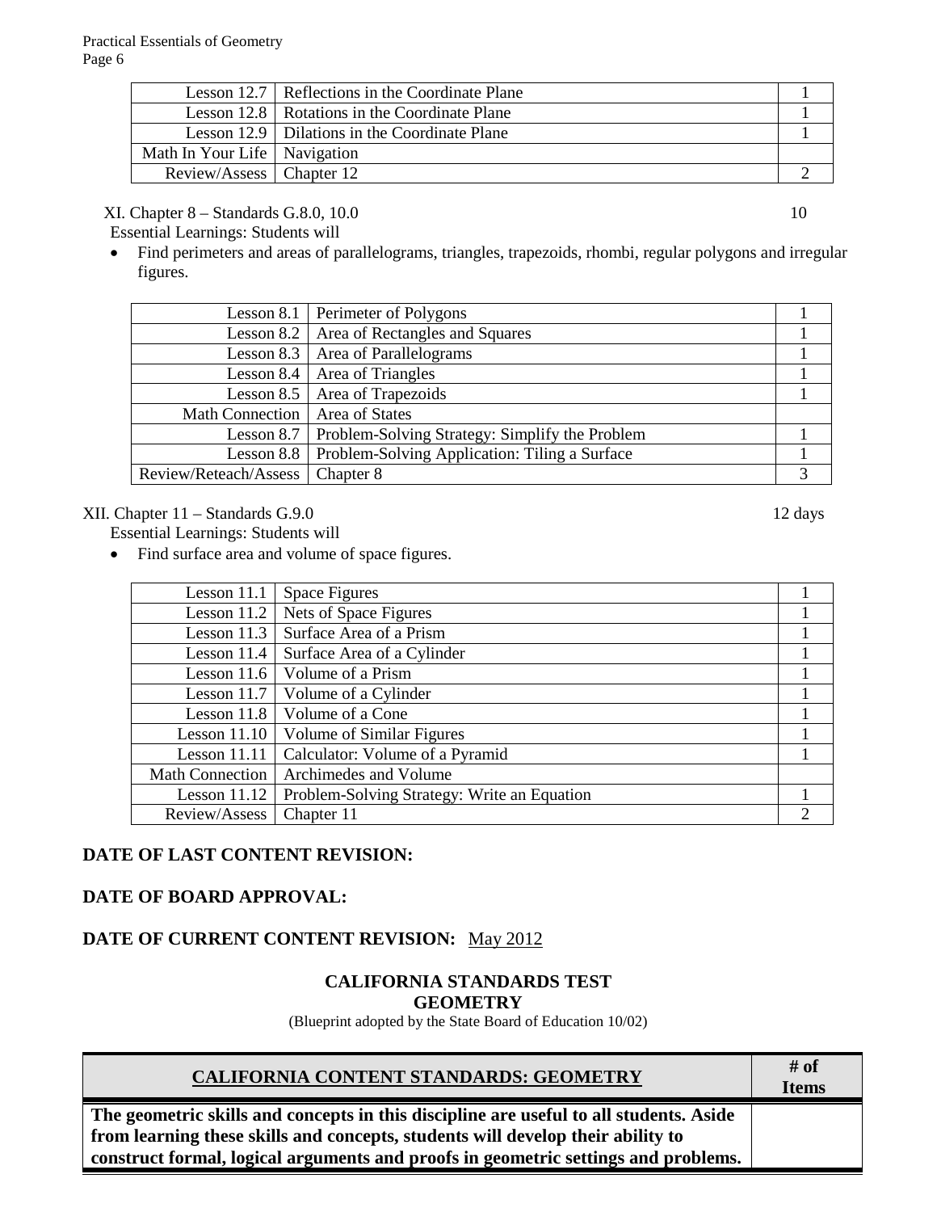| | | |
|---|---|---|
| Lesson 12.7 | Reflections in the Coordinate Plane | 1 |
| Lesson 12.8 | Rotations in the Coordinate Plane | 1 |
| Lesson 12.9 | Dilations in the Coordinate Plane | 1 |
| Math In Your Life | Navigation | |
| Review/Assess | Chapter 12 | 2 |

XI. Chapter 8 – Standards G.8.0, 10.0 — 10

Essential Learnings: Students will

- Find perimeters and areas of parallelograms, triangles, trapezoids, rhombi, regular polygons and irregular figures.

| | | |
|---|---|---|
| Lesson 8.1 | Perimeter of Polygons | 1 |
| Lesson 8.2 | Area of Rectangles and Squares | 1 |
| Lesson 8.3 | Area of Parallelograms | 1 |
| Lesson 8.4 | Area of Triangles | 1 |
| Lesson 8.5 | Area of Trapezoids | 1 |
| Math Connection | Area of States | |
| Lesson 8.7 | Problem-Solving Strategy: Simplify the Problem | 1 |
| Lesson 8.8 | Problem-Solving Application: Tiling a Surface | 1 |
| Review/Reteach/Assess | Chapter 8 | 3 |

XII. Chapter 11 – Standards G.9.0 — 12 days

Essential Learnings: Students will

- Find surface area and volume of space figures.

| | | |
|---|---|---|
| Lesson 11.1 | Space Figures | 1 |
| Lesson 11.2 | Nets of Space Figures | 1 |
| Lesson 11.3 | Surface Area of a Prism | 1 |
| Lesson 11.4 | Surface Area of a Cylinder | 1 |
| Lesson 11.6 | Volume of a Prism | 1 |
| Lesson 11.7 | Volume of a Cylinder | 1 |
| Lesson 11.8 | Volume of a Cone | 1 |
| Lesson 11.10 | Volume of Similar Figures | 1 |
| Lesson 11.11 | Calculator: Volume of a Pyramid | 1 |
| Math Connection | Archimedes and Volume | |
| Lesson 11.12 | Problem-Solving Strategy: Write an Equation | 1 |
| Review/Assess | Chapter 11 | 2 |

**DATE OF LAST CONTENT REVISION:**

**DATE OF BOARD APPROVAL:**

**DATE OF CURRENT CONTENT REVISION:** May 2012

**CALIFORNIA STANDARDS TEST**
**GEOMETRY**

(Blueprint adopted by the State Board of Education 10/02)

| **CALIFORNIA CONTENT STANDARDS: GEOMETRY** | **# of Items** |
|---|---|
| **The geometric skills and concepts in this discipline are useful to all students. Aside from learning these skills and concepts, students will develop their ability to construct formal, logical arguments and proofs in geometric settings and problems.** | |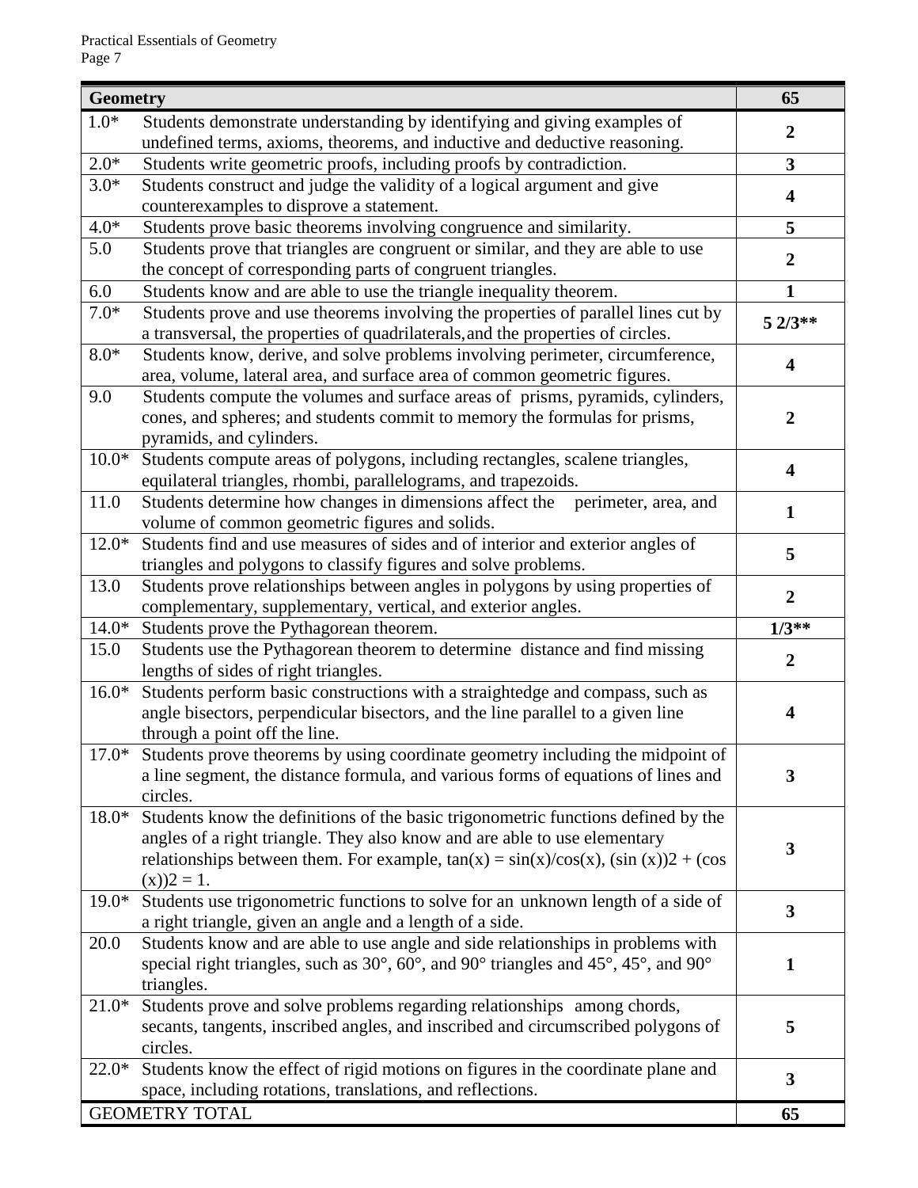| Geometry | | 65 |
|---|---|---|
| 1.0* | Students demonstrate understanding by identifying and giving examples of undefined terms, axioms, theorems, and inductive and deductive reasoning. | **2** |
| 2.0* | Students write geometric proofs, including proofs by contradiction. | **3** |
| 3.0* | Students construct and judge the validity of a logical argument and give counterexamples to disprove a statement. | **4** |
| 4.0* | Students prove basic theorems involving congruence and similarity. | **5** |
| 5.0 | Students prove that triangles are congruent or similar, and they are able to use the concept of corresponding parts of congruent triangles. | **2** |
| 6.0 | Students know and are able to use the triangle inequality theorem. | **1** |
| 7.0* | Students prove and use theorems involving the properties of parallel lines cut by a transversal, the properties of quadrilaterals, and the properties of circles. | **5 2/3\*\*** |
| 8.0* | Students know, derive, and solve problems involving perimeter, circumference, area, volume, lateral area, and surface area of common geometric figures. | **4** |
| 9.0 | Students compute the volumes and surface areas of prisms, pyramids, cylinders, cones, and spheres; and students commit to memory the formulas for prisms, pyramids, and cylinders. | **2** |
| 10.0* | Students compute areas of polygons, including rectangles, scalene triangles, equilateral triangles, rhombi, parallelograms, and trapezoids. | **4** |
| 11.0 | Students determine how changes in dimensions affect the perimeter, area, and volume of common geometric figures and solids. | **1** |
| 12.0* | Students find and use measures of sides and of interior and exterior angles of triangles and polygons to classify figures and solve problems. | **5** |
| 13.0 | Students prove relationships between angles in polygons by using properties of complementary, supplementary, vertical, and exterior angles. | **2** |
| 14.0* | Students prove the Pythagorean theorem. | **1/3\*\*** |
| 15.0 | Students use the Pythagorean theorem to determine distance and find missing lengths of sides of right triangles. | **2** |
| 16.0* | Students perform basic constructions with a straightedge and compass, such as angle bisectors, perpendicular bisectors, and the line parallel to a given line through a point off the line. | **4** |
| 17.0* | Students prove theorems by using coordinate geometry including the midpoint of a line segment, the distance formula, and various forms of equations of lines and circles. | **3** |
| 18.0* | Students know the definitions of the basic trigonometric functions defined by the angles of a right triangle. They also know and are able to use elementary relationships between them. For example, tan(x) = sin(x)/cos(x), (sin (x))2 + (cos (x))2 = 1. | **3** |
| 19.0* | Students use trigonometric functions to solve for an unknown length of a side of a right triangle, given an angle and a length of a side. | **3** |
| 20.0 | Students know and are able to use angle and side relationships in problems with special right triangles, such as 30°, 60°, and 90° triangles and 45°, 45°, and 90° triangles. | **1** |
| 21.0* | Students prove and solve problems regarding relationships among chords, secants, tangents, inscribed angles, and inscribed and circumscribed polygons of circles. | **5** |
| 22.0* | Students know the effect of rigid motions on figures in the coordinate plane and space, including rotations, translations, and reflections. | **3** |
| GEOMETRY TOTAL | | **65** |